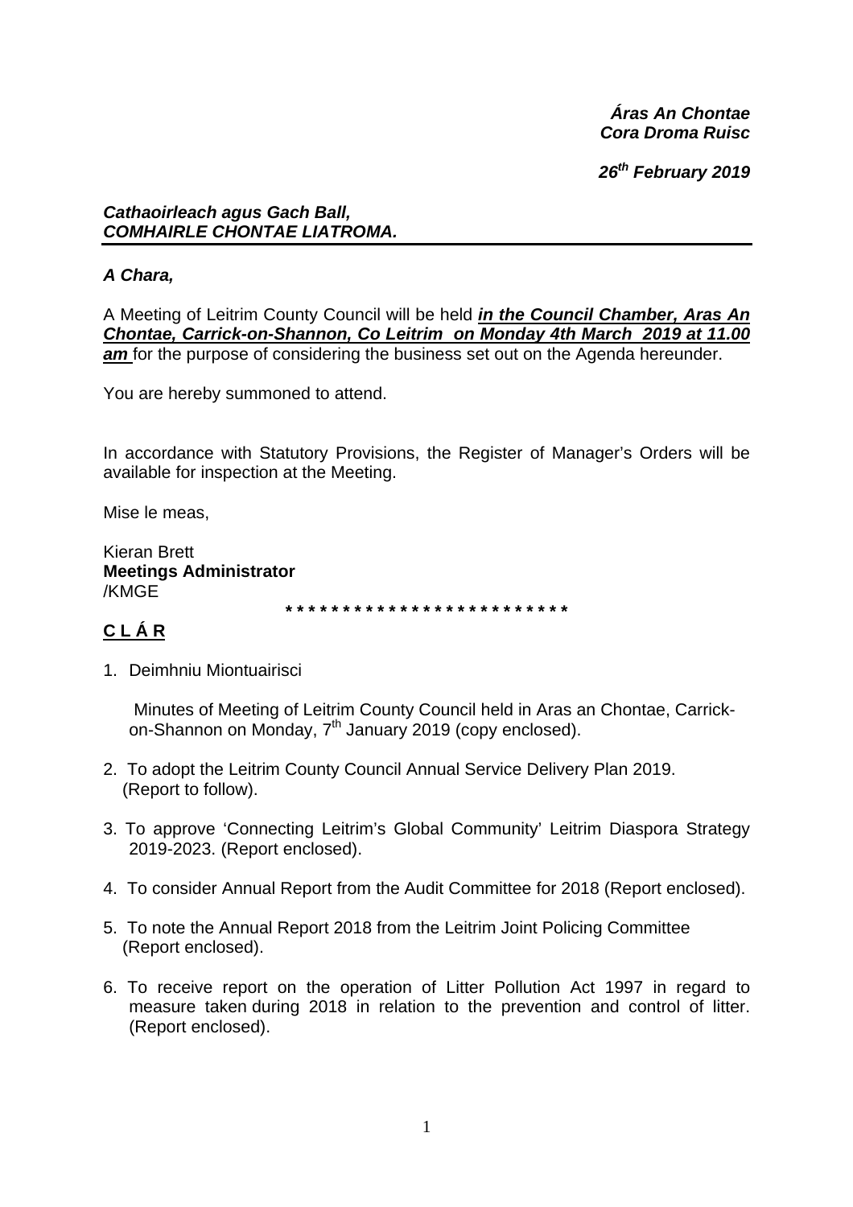***Áras An Chontae***
***Cora Droma Ruisc***

***26th February 2019***

***Cathaoirleach agus Gach Ball,***
***COMHAIRLE CHONTAE LIATROMA.***

***A Chara,***

A Meeting of Leitrim County Council will be held ***in the Council Chamber, Aras An Chontae, Carrick-on-Shannon, Co Leitrim on Monday 4th March 2019 at 11.00 am*** for the purpose of considering the business set out on the Agenda hereunder.

You are hereby summoned to attend.

In accordance with Statutory Provisions, the Register of Manager's Orders will be available for inspection at the Meeting.

Mise le meas,

Kieran Brett
**Meetings Administrator**
/KMGE

\* \* \* \* \* \* \* \* \* \* \* \* \* \* \* \* \* \* \* \* \* \* \* \* \* \*

## C L Á R

1. Deimhniu Miontuairisci

   Minutes of Meeting of Leitrim County Council held in Aras an Chontae, Carrick-on-Shannon on Monday, 7th January 2019 (copy enclosed).

2. To adopt the Leitrim County Council Annual Service Delivery Plan 2019. (Report to follow).

3. To approve 'Connecting Leitrim's Global Community' Leitrim Diaspora Strategy 2019-2023. (Report enclosed).

4. To consider Annual Report from the Audit Committee for 2018 (Report enclosed).

5. To note the Annual Report 2018 from the Leitrim Joint Policing Committee (Report enclosed).

6. To receive report on the operation of Litter Pollution Act 1997 in regard to measure taken during 2018 in relation to the prevention and control of litter. (Report enclosed).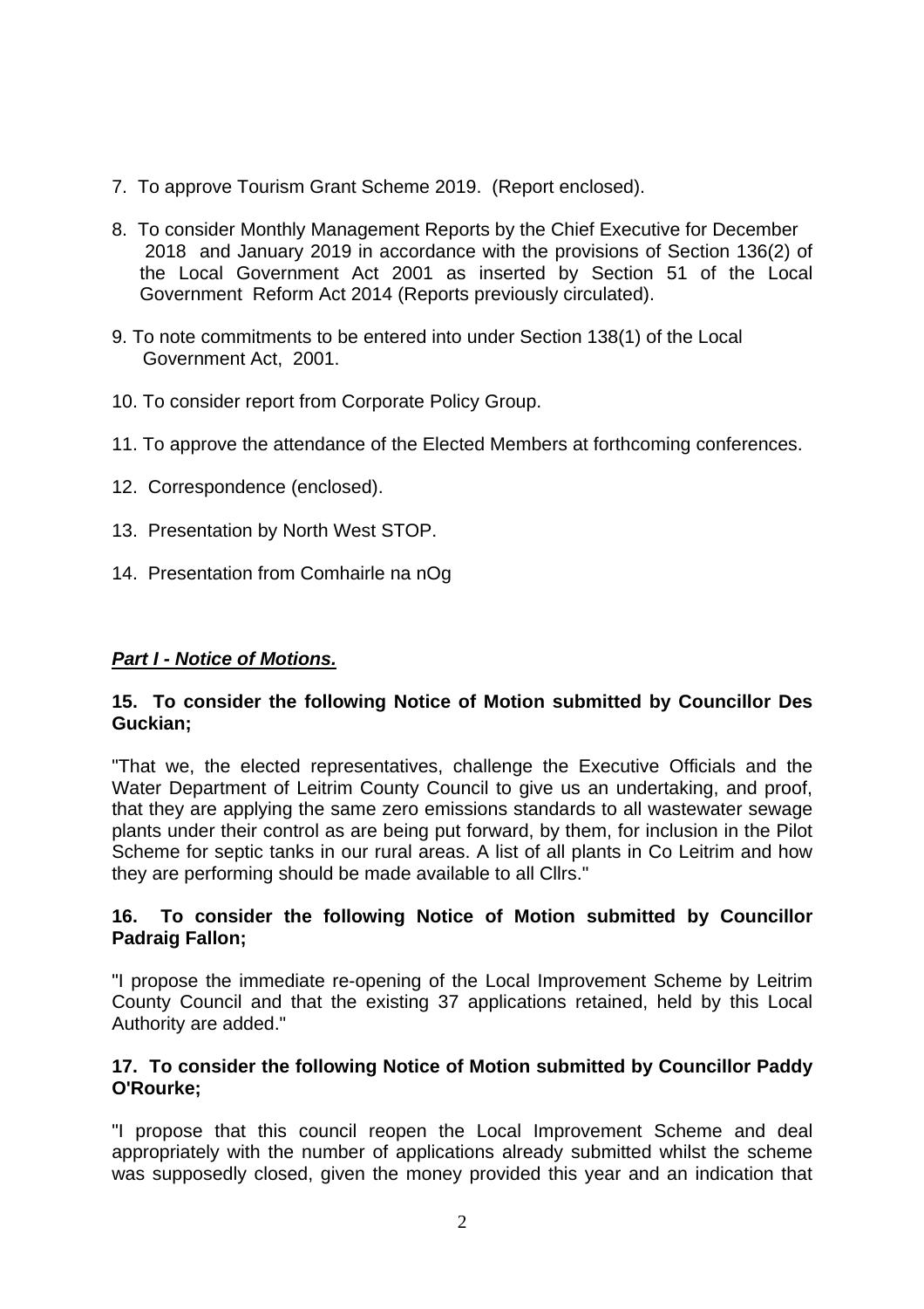7. To approve Tourism Grant Scheme 2019. (Report enclosed).

8. To consider Monthly Management Reports by the Chief Executive for December 2018 and January 2019 in accordance with the provisions of Section 136(2) of the Local Government Act 2001 as inserted by Section 51 of the Local Government Reform Act 2014 (Reports previously circulated).

9. To note commitments to be entered into under Section 138(1) of the Local Government Act, 2001.

10. To consider report from Corporate Policy Group.

11. To approve the attendance of the Elected Members at forthcoming conferences.

12. Correspondence (enclosed).

13. Presentation by North West STOP.

14. Presentation from Comhairle na nOg

***Part I - Notice of Motions.***

**15. To consider the following Notice of Motion submitted by Councillor Des Guckian;**

"That we, the elected representatives, challenge the Executive Officials and the Water Department of Leitrim County Council to give us an undertaking, and proof, that they are applying the same zero emissions standards to all wastewater sewage plants under their control as are being put forward, by them, for inclusion in the Pilot Scheme for septic tanks in our rural areas. A list of all plants in Co Leitrim and how they are performing should be made available to all Cllrs."

**16. To consider the following Notice of Motion submitted by Councillor Padraig Fallon;**

"I propose the immediate re-opening of the Local Improvement Scheme by Leitrim County Council and that the existing 37 applications retained, held by this Local Authority are added."

**17. To consider the following Notice of Motion submitted by Councillor Paddy O'Rourke;**

"I propose that this council reopen the Local Improvement Scheme and deal appropriately with the number of applications already submitted whilst the scheme was supposedly closed, given the money provided this year and an indication that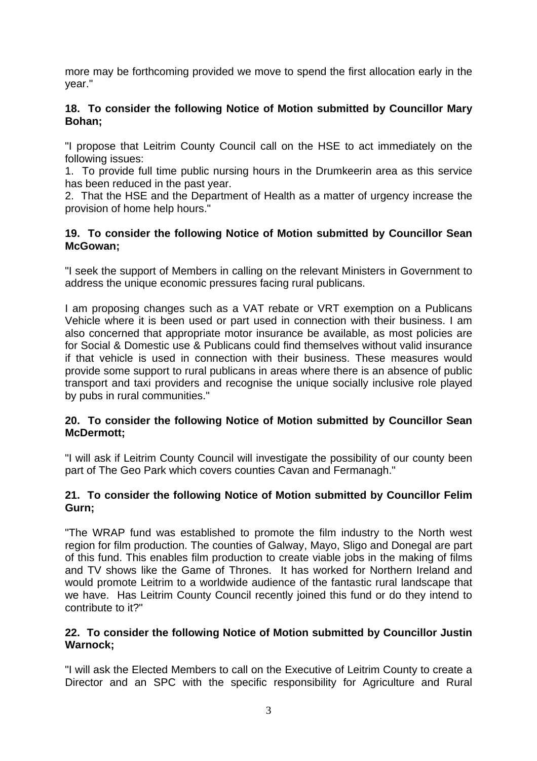more may be forthcoming provided we move to spend the first allocation early in the year."

**18. To consider the following Notice of Motion submitted by Councillor Mary Bohan;**

"I propose that Leitrim County Council call on the HSE to act immediately on the following issues:
1. To provide full time public nursing hours in the Drumkeerin area as this service has been reduced in the past year.
2. That the HSE and the Department of Health as a matter of urgency increase the provision of home help hours."

**19. To consider the following Notice of Motion submitted by Councillor Sean McGowan;**

"I seek the support of Members in calling on the relevant Ministers in Government to address the unique economic pressures facing rural publicans.

I am proposing changes such as a VAT rebate or VRT exemption on a Publicans Vehicle where it is been used or part used in connection with their business. I am also concerned that appropriate motor insurance be available, as most policies are for Social & Domestic use & Publicans could find themselves without valid insurance if that vehicle is used in connection with their business. These measures would provide some support to rural publicans in areas where there is an absence of public transport and taxi providers and recognise the unique socially inclusive role played by pubs in rural communities."

**20. To consider the following Notice of Motion submitted by Councillor Sean McDermott;**

"I will ask if Leitrim County Council will investigate the possibility of our county been part of The Geo Park which covers counties Cavan and Fermanagh."

**21. To consider the following Notice of Motion submitted by Councillor Felim Gurn;**

"The WRAP fund was established to promote the film industry to the North west region for film production. The counties of Galway, Mayo, Sligo and Donegal are part of this fund. This enables film production to create viable jobs in the making of films and TV shows like the Game of Thrones. It has worked for Northern Ireland and would promote Leitrim to a worldwide audience of the fantastic rural landscape that we have. Has Leitrim County Council recently joined this fund or do they intend to contribute to it?"

**22. To consider the following Notice of Motion submitted by Councillor Justin Warnock;**

"I will ask the Elected Members to call on the Executive of Leitrim County to create a Director and an SPC with the specific responsibility for Agriculture and Rural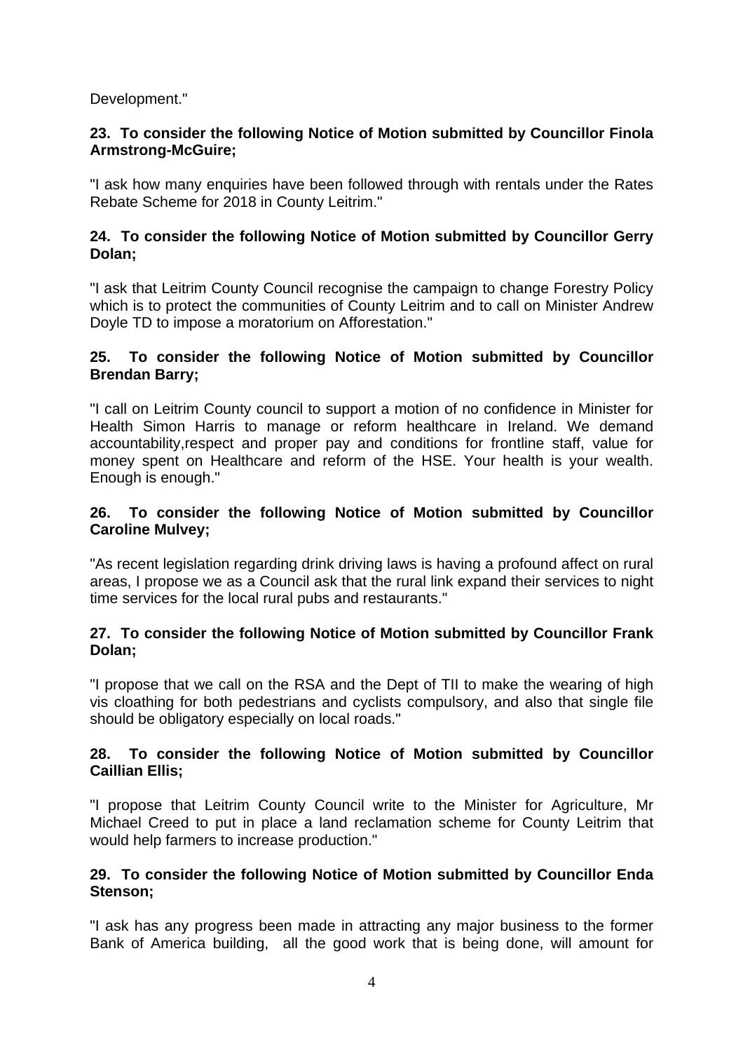Development."

**23. To consider the following Notice of Motion submitted by Councillor Finola Armstrong-McGuire;**

"I ask how many enquiries have been followed through with rentals under the Rates Rebate Scheme for 2018 in County Leitrim."

**24. To consider the following Notice of Motion submitted by Councillor Gerry Dolan;**

"I ask that Leitrim County Council recognise the campaign to change Forestry Policy which is to protect the communities of County Leitrim and to call on Minister Andrew Doyle TD to impose a moratorium on Afforestation."

**25. To consider the following Notice of Motion submitted by Councillor Brendan Barry;**

"I call on Leitrim County council to support a motion of no confidence in Minister for Health Simon Harris to manage or reform healthcare in Ireland. We demand accountability,respect and proper pay and conditions for frontline staff, value for money spent on Healthcare and reform of the HSE. Your health is your wealth. Enough is enough."

**26. To consider the following Notice of Motion submitted by Councillor Caroline Mulvey;**

"As recent legislation regarding drink driving laws is having a profound affect on rural areas, I propose we as a Council ask that the rural link expand their services to night time services for the local rural pubs and restaurants."

**27. To consider the following Notice of Motion submitted by Councillor Frank Dolan;**

"I propose that we call on the RSA and the Dept of TII to make the wearing of high vis cloathing for both pedestrians and cyclists compulsory, and also that single file should be obligatory especially on local roads."

**28. To consider the following Notice of Motion submitted by Councillor Caillian Ellis;**

"I propose that Leitrim County Council write to the Minister for Agriculture, Mr Michael Creed to put in place a land reclamation scheme for County Leitrim that would help farmers to increase production."

**29. To consider the following Notice of Motion submitted by Councillor Enda Stenson;**

"I ask has any progress been made in attracting any major business to the former Bank of America building, all the good work that is being done, will amount for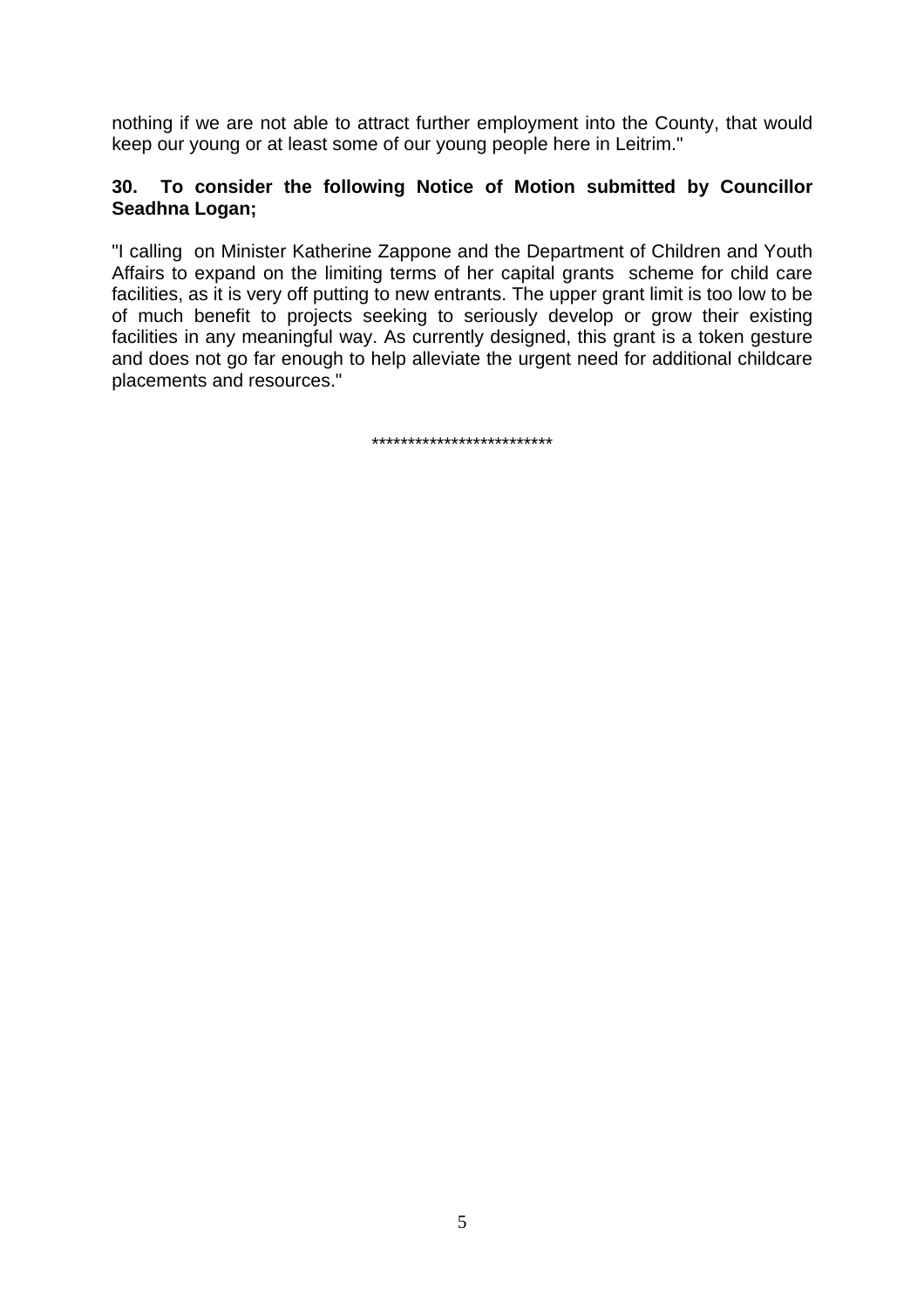nothing if we are not able to attract further employment into the County, that would keep our young or at least some of our young people here in Leitrim."

**30. To consider the following Notice of Motion submitted by Councillor Seadhna Logan;**

"I calling on Minister Katherine Zappone and the Department of Children and Youth Affairs to expand on the limiting terms of her capital grants scheme for child care facilities, as it is very off putting to new entrants. The upper grant limit is too low to be of much benefit to projects seeking to seriously develop or grow their existing facilities in any meaningful way. As currently designed, this grant is a token gesture and does not go far enough to help alleviate the urgent need for additional childcare placements and resources."

*************************